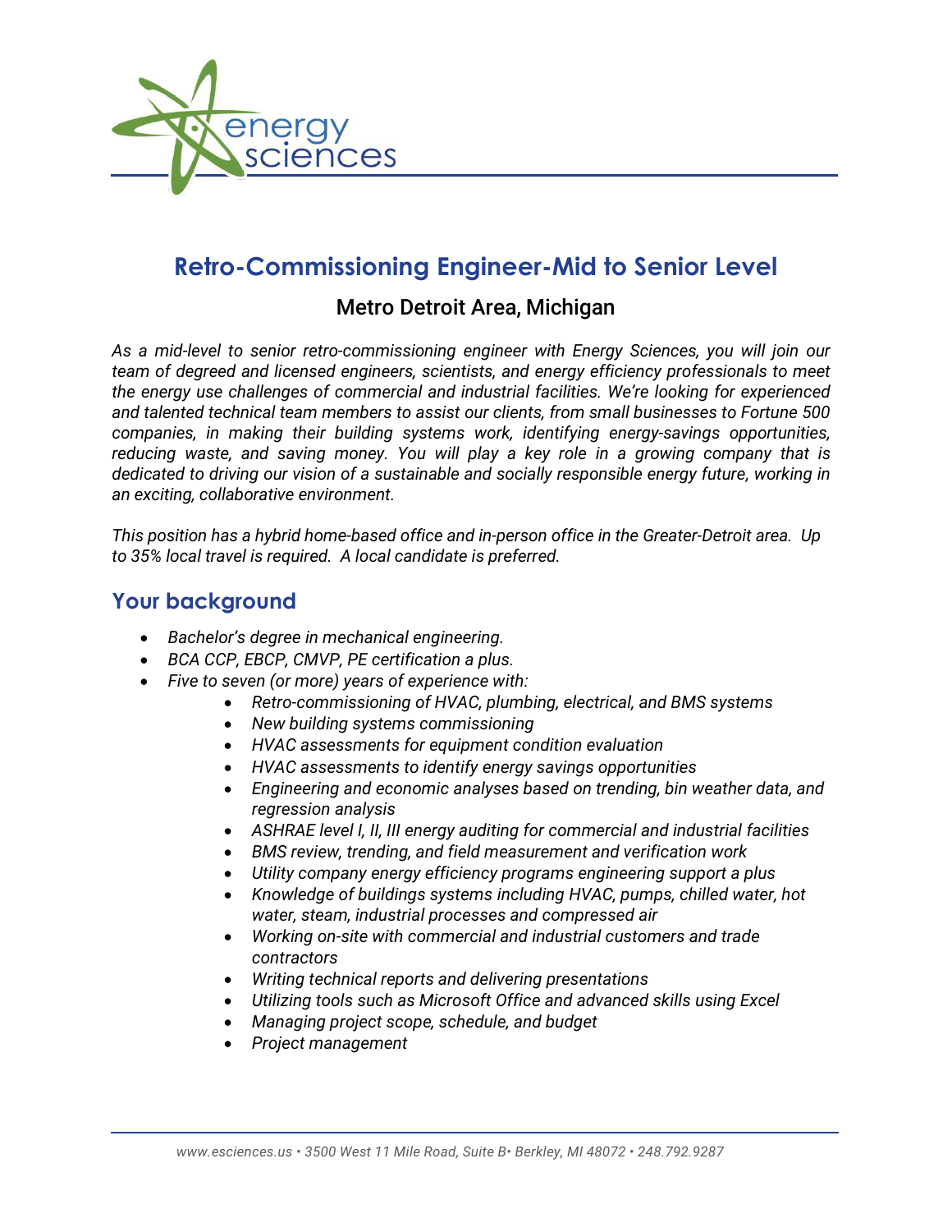# Retro-Commissioning Engineer-Mid to Senior Level

## Metro Detroit Area, Michigan

*As a mid-level to senior retro-commissioning engineer with Energy Sciences, you will join our team of degreed and licensed engineers, scientists, and energy efficiency professionals to meet the energy use challenges of commercial and industrial facilities. We're looking for experienced and talented technical team members to assist our clients, from small businesses to Fortune 500 companies, in making their building systems work, identifying energy-savings opportunities, reducing waste, and saving money. You will play a key role in a growing company that is dedicated to driving our vision of a sustainable and socially responsible energy future, working in an exciting, collaborative environment.*

*This position has a hybrid home-based office and in-person office in the Greater-Detroit area. Up to 35% local travel is required. A local candidate is preferred.*

## Your background

- *Bachelor's degree in mechanical engineering.*
- *BCA CCP, EBCP, CMVP, PE certification a plus.*
- *Five to seven (or more) years of experience with:*
  - *Retro-commissioning of HVAC, plumbing, electrical, and BMS systems*
  - *New building systems commissioning*
  - *HVAC assessments for equipment condition evaluation*
  - *HVAC assessments to identify energy savings opportunities*
  - *Engineering and economic analyses based on trending, bin weather data, and regression analysis*
  - *ASHRAE level I, II, III energy auditing for commercial and industrial facilities*
  - *BMS review, trending, and field measurement and verification work*
  - *Utility company energy efficiency programs engineering support a plus*
  - *Knowledge of buildings systems including HVAC, pumps, chilled water, hot water, steam, industrial processes and compressed air*
  - *Working on-site with commercial and industrial customers and trade contractors*
  - *Writing technical reports and delivering presentations*
  - *Utilizing tools such as Microsoft Office and advanced skills using Excel*
  - *Managing project scope, schedule, and budget*
  - *Project management*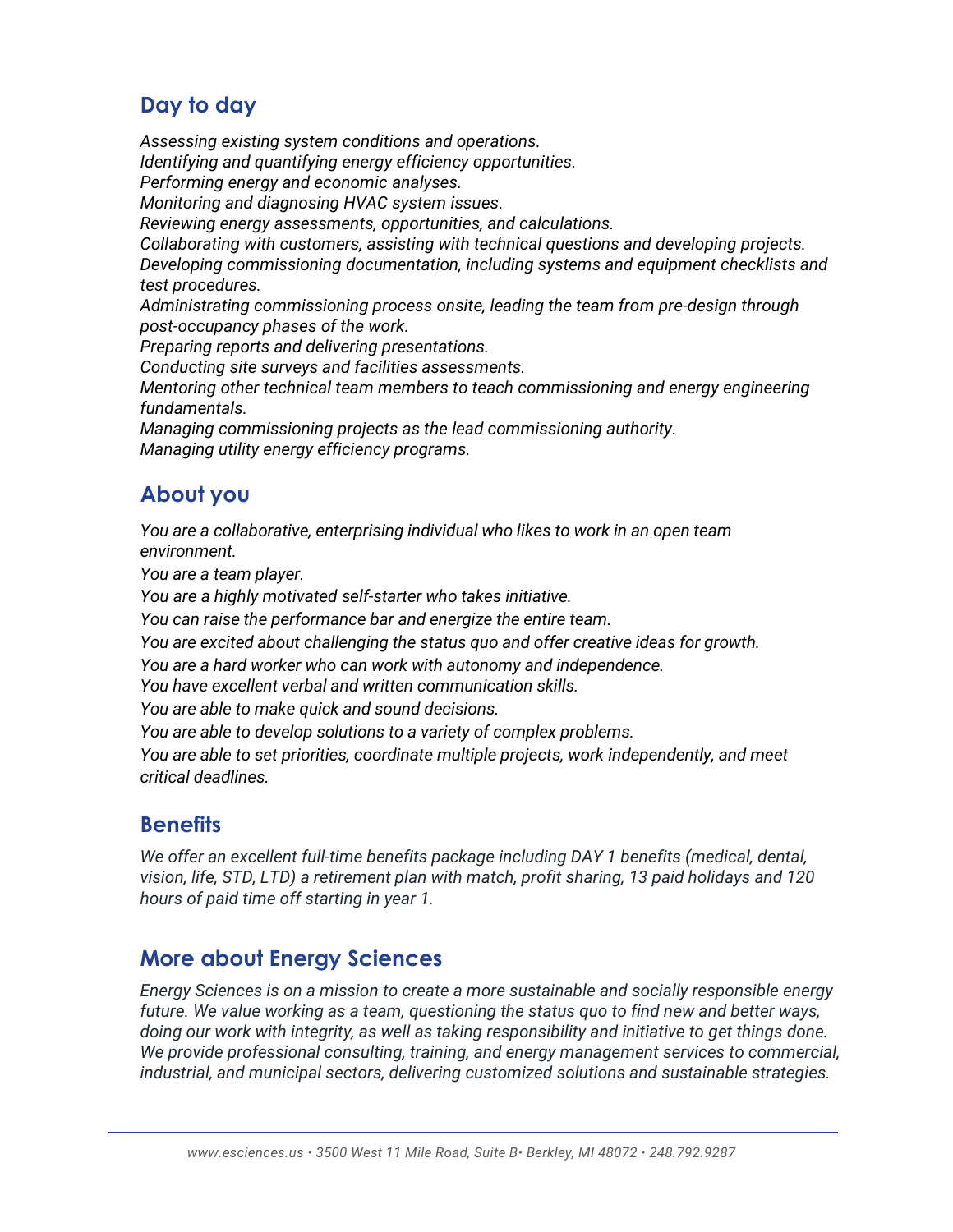## Day to day

*Assessing existing system conditions and operations.*
*Identifying and quantifying energy efficiency opportunities.*
*Performing energy and economic analyses.*
*Monitoring and diagnosing HVAC system issues.*
*Reviewing energy assessments, opportunities, and calculations.*
*Collaborating with customers, assisting with technical questions and developing projects.*
*Developing commissioning documentation, including systems and equipment checklists and test procedures.*
*Administrating commissioning process onsite, leading the team from pre-design through post-occupancy phases of the work.*
*Preparing reports and delivering presentations.*
*Conducting site surveys and facilities assessments.*
*Mentoring other technical team members to teach commissioning and energy engineering fundamentals.*
*Managing commissioning projects as the lead commissioning authority.*
*Managing utility energy efficiency programs.*

## About you

*You are a collaborative, enterprising individual who likes to work in an open team environment.*
*You are a team player.*
*You are a highly motivated self-starter who takes initiative.*
*You can raise the performance bar and energize the entire team.*
*You are excited about challenging the status quo and offer creative ideas for growth.*
*You are a hard worker who can work with autonomy and independence.*
*You have excellent verbal and written communication skills.*
*You are able to make quick and sound decisions.*
*You are able to develop solutions to a variety of complex problems.*
*You are able to set priorities, coordinate multiple projects, work independently, and meet critical deadlines.*

## Benefits

*We offer an excellent full-time benefits package including DAY 1 benefits (medical, dental, vision, life, STD, LTD) a retirement plan with match, profit sharing, 13 paid holidays and 120 hours of paid time off starting in year 1.*

## More about Energy Sciences

*Energy Sciences is on a mission to create a more sustainable and socially responsible energy future. We value working as a team, questioning the status quo to find new and better ways, doing our work with integrity, as well as taking responsibility and initiative to get things done. We provide professional consulting, training, and energy management services to commercial, industrial, and municipal sectors, delivering customized solutions and sustainable strategies.*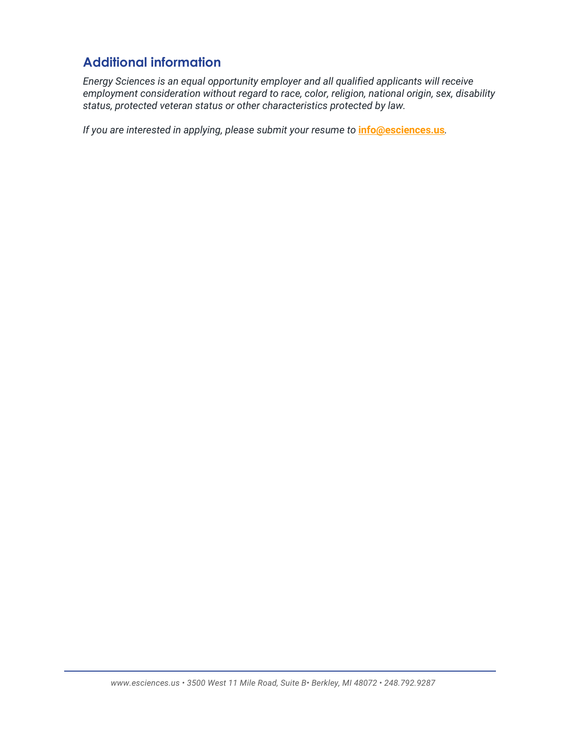## Additional information

*Energy Sciences is an equal opportunity employer and all qualified applicants will receive employment consideration without regard to race, color, religion, national origin, sex, disability status, protected veteran status or other characteristics protected by law.*

*If you are interested in applying, please submit your resume to* **info@esciences.us**.